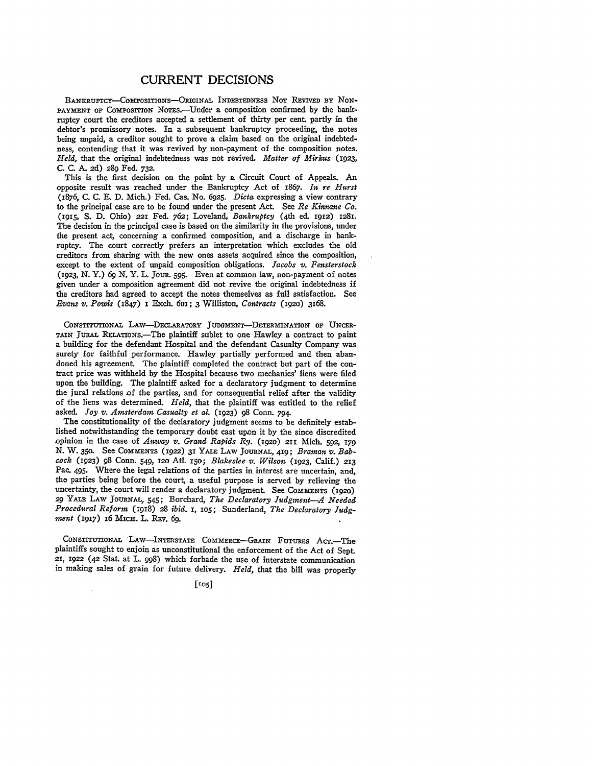# CURRENT DECISIONS

BANKRUPTCY—COMPOSITIONS—ORIGINAL INDEBTEDNESS NOT REVIVED BY NON-PAYMENT OF COMPOSITION NOTES.—Under a composition confirmed by the bankruptcy court the creditors accepted a settlement of thirty per cent. partly in the debtor's promissory notes. In a subsequent bankruptcy proceeding, the notes being unpaid, a creditor sought to prove a claim based on the original indebtedness, contending that it was revived by non-payment of the composition notes. *Held*, that the original indebtedness was not revived. *Matter of Mirkus* (1923, C. C. A. 2d) 289 Fed. 732.

This is the first decision on the point by a Circuit Court of Appeals. An opposite result was reached under the Bankruptcy Act of 1867. *In re Hurst* (1876, C. C. E. D. Mich.) Fed. Cas. No. 6925. *Dicta* expressing a view contrary to the principal case are to be found under the present Act. See *Re Kinnane Co.* (1915, S. D. Ohio) 221 Fed. 762; Loveland, *Bankruptcy* (4th ed. 1912) 1281. The decision in the principal case is based on the similarity in the provisions, under the present act, concerning a confirmed composition, and a discharge in bankruptcy. The court correctly prefers an interpretation which excludes the old creditors from sharing with the new ones assets acquired since the composition, except to the extent of unpaid composition obligations. *Jacobs v. Fensterstock* (1923, N. Y.) 69 N. Y. L. JOUR. 595. Even at common law, non-payment of notes given under a composition agreement did not revive the original indebtedness if the creditors had agreed to accept the notes themselves as full satisfaction. See *Evans v. Powis* (1847) 1 Exch. 601; 3 Williston, *Contracts* (1920) 3168.

CONSTITUTIONAL LAW—DECLARATORY JUDGMENT—DETERMINATION OF UNCERTAIN JURAL RELATIONS.—The plaintiff sublet to one Hawley a contract to paint a building for the defendant Hospital and the defendant Casualty Company was surety for faithful performance. Hawley partially performed and then abandoned his agreement. The plaintiff completed the contract but part of the contract price was withheld by the Hospital because two mechanics' liens were filed upon the building. The plaintiff asked for a declaratory judgment to determine the jural relations of the parties, and for consequential relief after the validity of the liens was determined. *Held*, that the plaintiff was entitled to the relief asked. *Joy v. Amsterdam Casualty et al.* (1923) 98 Conn. 794.

The constitutionality of the declaratory judgment seems to be definitely established notwithstanding the temporary doubt cast upon it by the since discredited opinion in the case of *Anway v. Grand Rapids Ry.* (1920) 211 Mich. 592, 179 N. W. 350. See COMMENTS (1922) 31 YALE LAW JOURNAL, 419; *Braman v. Babcock* (1923) 98 Conn. 549, 120 Atl. 150; *Blakeslee v. Wilson* (1923, Calif.) 213 Pac. 495. Where the legal relations of the parties in interest are uncertain, and, the parties being before the court, a useful purpose is served by relieving the uncertainty, the court will render a declaratory judgment. See COMMENTS (1920) 29 YALE LAW JOURNAL, 545; Borchard, *The Declaratory Judgment—A Needed Procedural Reform* (1918) 28 *ibid.* 1, 105; Sunderland, *The Declaratory Judgment* (1917) 16 MICH. L. REV. 69.

CONSTITUTIONAL LAW—INTERSTATE COMMERCE—GRAIN FUTURES ACT.—The plaintiffs sought to enjoin as unconstitutional the enforcement of the Act of Sept. 21, 1922 (42 Stat. at L. 998) which forbade the use of interstate communication in making sales of grain for future delivery. *Held*, that the bill was properly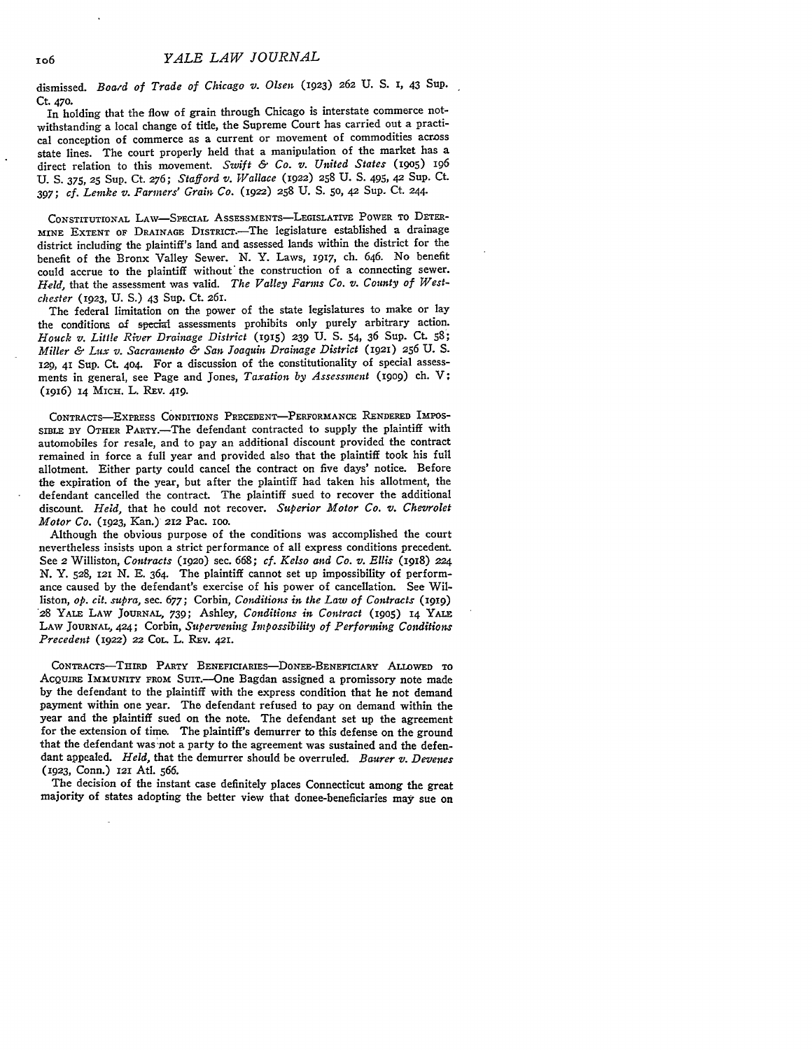dismissed. *Board of Trade of Chicago v. Olsen* (1923) 262 U. S. 1, 43 Sup. Ct. 470.

In holding that the flow of grain through Chicago is interstate commerce notwithstanding a local change of title, the Supreme Court has carried out a practical conception of commerce as a current or movement of commodities across state lines. The court properly held that a manipulation of the market has a direct relation to this movement. *Swift & Co. v. United States* (1905) 196 U. S. 375, 25 Sup. Ct. 276; *Stafford v. Wallace* (1922) 258 U. S. 495, 42 Sup. Ct. 397; *cf. Lemke v. Farmers' Grain Co.* (1922) 258 U. S. 50, 42 Sup. Ct. 244.

CONSTITUTIONAL LAW—SPECIAL ASSESSMENTS—LEGISLATIVE POWER TO DETERMINE EXTENT OF DRAINAGE DISTRICT.—The legislature established a drainage district including the plaintiff's land and assessed lands within the district for the benefit of the Bronx Valley Sewer. N. Y. Laws, 1917, ch. 646. No benefit could accrue to the plaintiff without the construction of a connecting sewer. *Held,* that the assessment was valid. *The Valley Farms Co. v. County of Westchester* (1923, U. S.) 43 Sup. Ct. 261.

The federal limitation on the power of the state legislatures to make or lay the conditions of special assessments prohibits only purely arbitrary action. *Houck v. Little River Drainage District* (1915) 239 U. S. 54, 36 Sup. Ct. 58; *Miller & Lux v. Sacramento & San Joaquin Drainage District* (1921) 256 U. S. 129, 41 Sup. Ct. 404. For a discussion of the constitutionality of special assessments in general, see Page and Jones, *Taxation by Assessment* (1909) ch. V; (1916) 14 MICH. L. REV. 419.

CONTRACTS—EXPRESS CONDITIONS PRECEDENT—PERFORMANCE RENDERED IMPOSSIBLE BY OTHER PARTY.—The defendant contracted to supply the plaintiff with automobiles for resale, and to pay an additional discount provided the contract remained in force a full year and provided also that the plaintiff took his full allotment. Either party could cancel the contract on five days' notice. Before the expiration of the year, but after the plaintiff had taken his allotment, the defendant cancelled the contract. The plaintiff sued to recover the additional discount. *Held,* that he could not recover. *Superior Motor Co. v. Chevrolet Motor Co.* (1923, Kan.) 212 Pac. 100.

Although the obvious purpose of the conditions was accomplished the court nevertheless insists upon a strict performance of all express conditions precedent. See 2 Williston, *Contracts* (1920) sec. 668; *cf. Kelso and Co. v. Ellis* (1918) 224 N. Y. 528, 121 N. E. 364. The plaintiff cannot set up impossibility of performance caused by the defendant's exercise of his power of cancellation. See Williston, *op. cit. supra,* sec. 677; Corbin, *Conditions in the Law of Contracts* (1919) 28 YALE LAW JOURNAL, 739; Ashley, *Conditions in Contract* (1905) 14 YALE LAW JOURNAL, 424; Corbin, *Supervening Impossibility of Performing Conditions Precedent* (1922) 22 COL. L. REV. 421.

CONTRACTS—THIRD PARTY BENEFICIARIES—DONEE-BENEFICIARY ALLOWED TO ACQUIRE IMMUNITY FROM SUIT.—One Bagdan assigned a promissory note made by the defendant to the plaintiff with the express condition that he not demand payment within one year. The defendant refused to pay on demand within the year and the plaintiff sued on the note. The defendant set up the agreement for the extension of time. The plaintiff's demurrer to this defense on the ground that the defendant was not a party to the agreement was sustained and the defendant appealed. *Held,* that the demurrer should be overruled. *Baurer v. Devenes* (1923, Conn.) 121 Atl. 566.

The decision of the instant case definitely places Connecticut among the great majority of states adopting the better view that donee-beneficiaries may sue on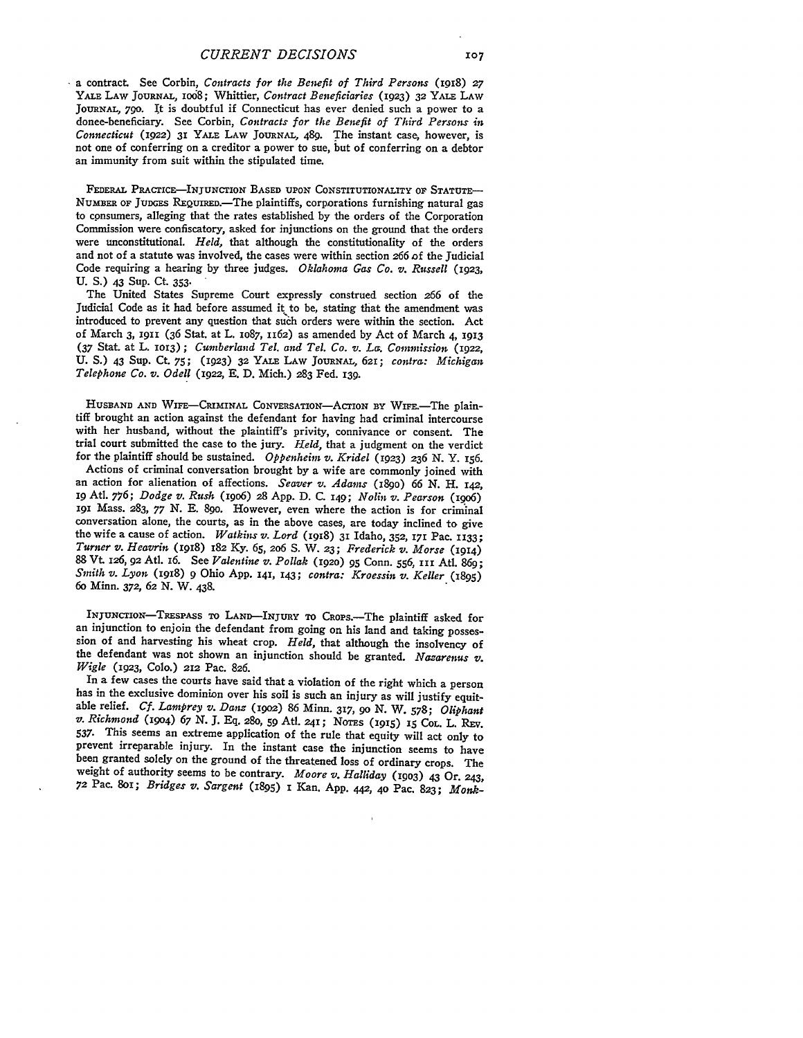a contract. See Corbin, *Contracts for the Benefit of Third Persons* (1918) 27 YALE LAW JOURNAL, 1008; Whittier, *Contract Beneficiaries* (1923) 32 YALE LAW JOURNAL, 790. It is doubtful if Connecticut has ever denied such a power to a donee-beneficiary. See Corbin, *Contracts for the Benefit of Third Persons in Connecticut* (1922) 31 YALE LAW JOURNAL, 489. The instant case, however, is not one of conferring on a creditor a power to sue, but of conferring on a debtor an immunity from suit within the stipulated time.

FEDERAL PRACTICE—INJUNCTION BASED UPON CONSTITUTIONALITY OF STATUTE—NUMBER OF JUDGES REQUIRED.—The plaintiffs, corporations furnishing natural gas to consumers, alleging that the rates established by the orders of the Corporation Commission were confiscatory, asked for injunctions on the ground that the orders were unconstitutional. *Held,* that although the constitutionality of the orders and not of a statute was involved, the cases were within section 266 of the Judicial Code requiring a hearing by three judges. *Oklahoma Gas Co. v. Russell* (1923, U. S.) 43 Sup. Ct. 353.

The United States Supreme Court expressly construed section 266 of the Judicial Code as it had before assumed it to be, stating that the amendment was introduced to prevent any question that such orders were within the section. Act of March 3, 1911 (36 Stat. at L. 1087, 1162) as amended by Act of March 4, 1913 (37 Stat. at L. 1013); *Cumberland Tel. and Tel. Co. v. La. Commission* (1922, U. S.) 43 Sup. Ct. 75; (1923) 32 YALE LAW JOURNAL, 621; *contra: Michigan Telephone Co. v. Odell* (1922, E. D. Mich.) 283 Fed. 139.

HUSBAND AND WIFE—CRIMINAL CONVERSATION—ACTION BY WIFE.—The plaintiff brought an action against the defendant for having had criminal intercourse with her husband, without the plaintiff's privity, connivance or consent. The trial court submitted the case to the jury. *Held,* that a judgment on the verdict for the plaintiff should be sustained. *Oppenheim v. Kridel* (1923) 236 N. Y. 156.

Actions of criminal conversation brought by a wife are commonly joined with an action for alienation of affections. *Seaver v. Adams* (1890) 66 N. H. 142, 19 Atl. 776; *Dodge v. Rush* (1906) 28 App. D. C. 149; *Nolin v. Pearson* (1906) 191 Mass. 283, 77 N. E. 890. However, even where the action is for criminal conversation alone, the courts, as in the above cases, are today inclined to give the wife a cause of action. *Watkins v. Lord* (1918) 31 Idaho, 352, 171 Pac. 1133; *Turner v. Heavrin* (1918) 182 Ky. 65, 206 S. W. 23; *Frederick v. Morse* (1914) 88 Vt. 126, 92 Atl. 16. See *Valentine v. Pollak* (1920) 95 Conn. 556, 111 Atl. 869; *Smith v. Lyon* (1918) 9 Ohio App. 141, 143; *contra: Kroessin v. Keller* (1895) 60 Minn. 372, 62 N. W. 438.

INJUNCTION—TRESPASS TO LAND—INJURY TO CROPS.—The plaintiff asked for an injunction to enjoin the defendant from going on his land and taking possession of and harvesting his wheat crop. *Held,* that although the insolvency of the defendant was not shown an injunction should be granted. *Nazarenus v. Wigle* (1923, Colo.) 212 Pac. 826.

In a few cases the courts have said that a violation of the right which a person has in the exclusive dominion over his soil is such an injury as will justify equitable relief. *Cf. Lamprey v. Danz* (1902) 86 Minn. 317, 90 N. W. 578; *Oliphant v. Richmond* (1904) 67 N. J. Eq. 280, 59 Atl. 241; NOTES (1915) 15 COL. L. REV. 537. This seems an extreme application of the rule that equity will act only to prevent irreparable injury. In the instant case the injunction seems to have been granted solely on the ground of the threatened loss of ordinary crops. The weight of authority seems to be contrary. *Moore v. Halliday* (1903) 43 Or. 243, 72 Pac. 801; *Bridges v. Sargent* (1895) 1 Kan. App. 442, 40 Pac. 823; *Monk-*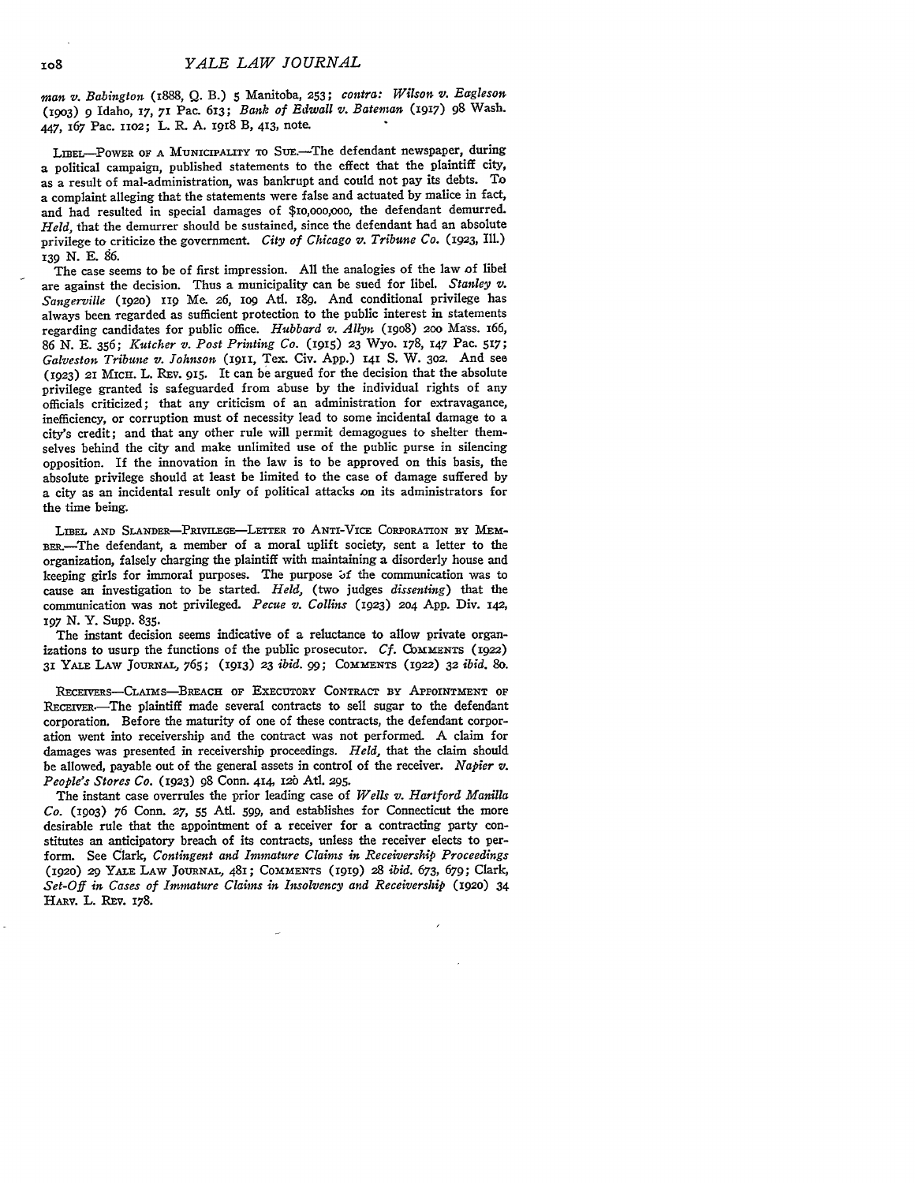*man v. Babington* (1888, Q. B.) 5 Manitoba, 253; *contra: Wilson v. Eagleson* (1903) 9 Idaho, 17, 71 Pac. 613; *Bank of Edwall v. Bateman* (1917) 98 Wash. 447, 167 Pac. 1102; L. R. A. 1918 B, 413, note.

LIBEL—POWER OF A MUNICIPALITY TO SUE.—The defendant newspaper, during a political campaign, published statements to the effect that the plaintiff city, as a result of mal-administration, was bankrupt and could not pay its debts. To a complaint alleging that the statements were false and actuated by malice in fact, and had resulted in special damages of $10,000,000, the defendant demurred. *Held,* that the demurrer should be sustained, since the defendant had an absolute privilege to criticize the government. *City of Chicago v. Tribune Co.* (1923, Ill.) 139 N. E. 86.

The case seems to be of first impression. All the analogies of the law of libel are against the decision. Thus a municipality can be sued for libel. *Stanley v. Sangerville* (1920) 119 Me. 26, 109 Atl. 189. And conditional privilege has always been regarded as sufficient protection to the public interest in statements regarding candidates for public office. *Hubbard v. Allyn* (1908) 200 Mass. 166, 86 N. E. 356; *Kutcher v. Post Printing Co.* (1915) 23 Wyo. 178, 147 Pac. 517; *Galveston Tribune v. Johnson* (1911, Tex. Civ. App.) 141 S. W. 302. And see (1923) 21 MICH. L. REV. 915. It can be argued for the decision that the absolute privilege granted is safeguarded from abuse by the individual rights of any officials criticized; that any criticism of an administration for extravagance, inefficiency, or corruption must of necessity lead to some incidental damage to a city's credit; and that any other rule will permit demagogues to shelter themselves behind the city and make unlimited use of the public purse in silencing opposition. If the innovation in the law is to be approved on this basis, the absolute privilege should at least be limited to the case of damage suffered by a city as an incidental result only of political attacks on its administrators for the time being.

LIBEL AND SLANDER—PRIVILEGE—LETTER TO ANTI-VICE CORPORATION BY MEMBER.—The defendant, a member of a moral uplift society, sent a letter to the organization, falsely charging the plaintiff with maintaining a disorderly house and keeping girls for immoral purposes. The purpose of the communication was to cause an investigation to be started. *Held,* (two judges *dissenting*) that the communication was not privileged. *Pecue v. Collins* (1923) 204 App. Div. 142, 197 N. Y. Supp. 835.

The instant decision seems indicative of a reluctance to allow private organizations to usurp the functions of the public prosecutor. *Cf.* COMMENTS (1922) 31 YALE LAW JOURNAL, 765; (1913) 23 *ibid.* 99; COMMENTS (1922) 32 *ibid.* 80.

RECEIVERS—CLAIMS—BREACH OF EXECUTORY CONTRACT BY APPOINTMENT OF RECEIVER.—The plaintiff made several contracts to sell sugar to the defendant corporation. Before the maturity of one of these contracts, the defendant corporation went into receivership and the contract was not performed. A claim for damages was presented in receivership proceedings. *Held,* that the claim should be allowed, payable out of the general assets in control of the receiver. *Napier v. People's Stores Co.* (1923) 98 Conn. 414, 120 Atl. 295.

The instant case overrules the prior leading case of *Wells v. Hartford Manilla Co.* (1903) 76 Conn. 27, 55 Atl. 599, and establishes for Connecticut the more desirable rule that the appointment of a receiver for a contracting party constitutes an anticipatory breach of its contracts, unless the receiver elects to perform. See Clark, *Contingent and Immature Claims in Receivership Proceedings* (1920) 29 YALE LAW JOURNAL, 481; COMMENTS (1919) 28 *ibid.* 673, 679; Clark, *Set-Off in Cases of Immature Claims in Insolvency and Receivership* (1920) 34 HARV. L. REV. 178.